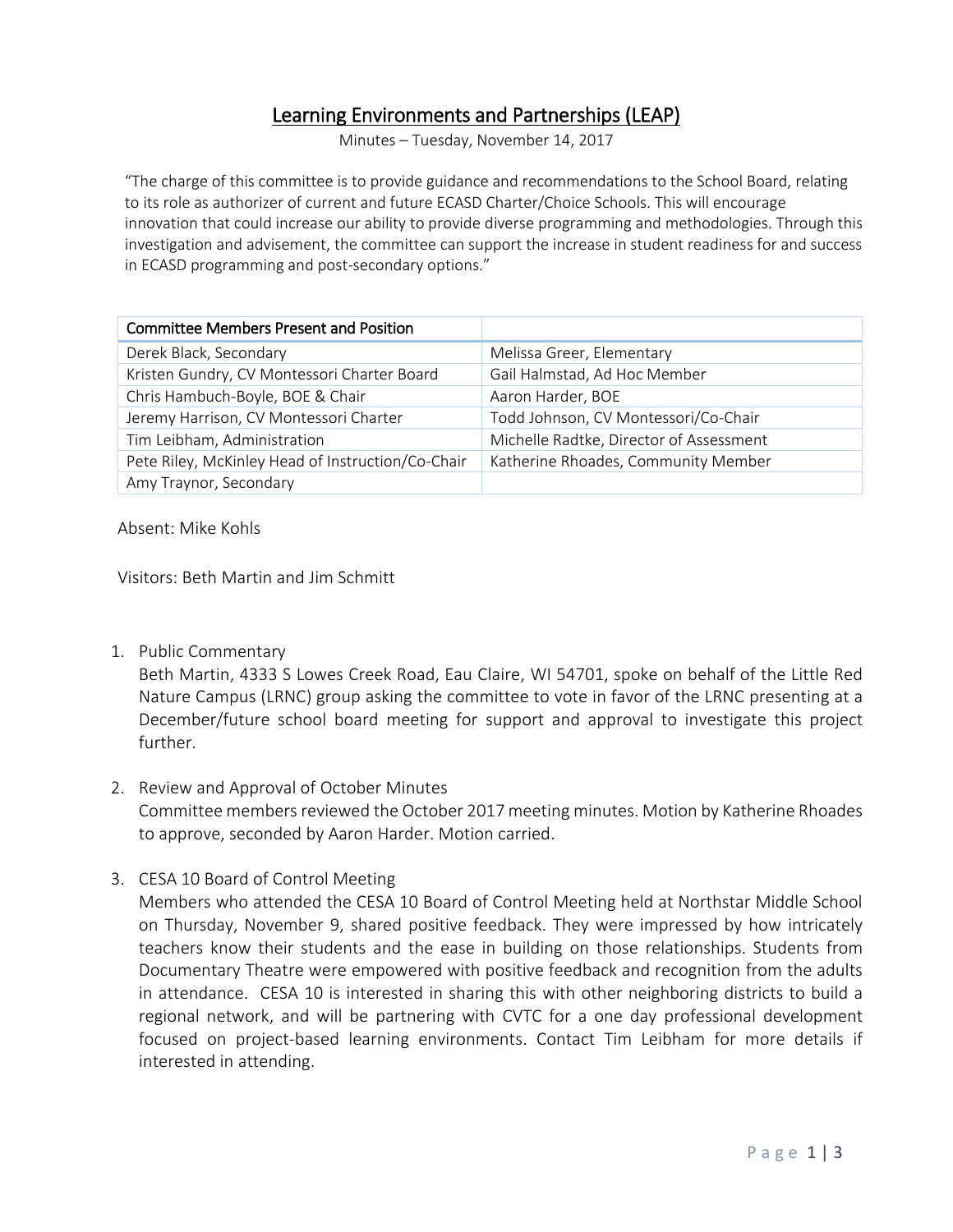# Learning Environments and Partnerships (LEAP)

Minutes – Tuesday, November 14, 2017

"The charge of this committee is to provide guidance and recommendations to the School Board, relating to its role as authorizer of current and future ECASD Charter/Choice Schools. This will encourage innovation that could increase our ability to provide diverse programming and methodologies. Through this investigation and advisement, the committee can support the increase in student readiness for and success in ECASD programming and post-secondary options."

| Committee Members Present and Position | |
|---|---|
| Derek Black, Secondary | Melissa Greer, Elementary |
| Kristen Gundry, CV Montessori Charter Board | Gail Halmstad, Ad Hoc Member |
| Chris Hambuch-Boyle, BOE & Chair | Aaron Harder, BOE |
| Jeremy Harrison, CV Montessori Charter | Todd Johnson, CV Montessori/Co-Chair |
| Tim Leibham, Administration | Michelle Radtke, Director of Assessment |
| Pete Riley, McKinley Head of Instruction/Co-Chair | Katherine Rhoades, Community Member |
| Amy Traynor, Secondary | |

Absent: Mike Kohls

Visitors: Beth Martin and Jim Schmitt

1. Public Commentary
   Beth Martin, 4333 S Lowes Creek Road, Eau Claire, WI 54701, spoke on behalf of the Little Red Nature Campus (LRNC) group asking the committee to vote in favor of the LRNC presenting at a December/future school board meeting for support and approval to investigate this project further.

2. Review and Approval of October Minutes
   Committee members reviewed the October 2017 meeting minutes. Motion by Katherine Rhoades to approve, seconded by Aaron Harder. Motion carried.

3. CESA 10 Board of Control Meeting
   Members who attended the CESA 10 Board of Control Meeting held at Northstar Middle School on Thursday, November 9, shared positive feedback. They were impressed by how intricately teachers know their students and the ease in building on those relationships. Students from Documentary Theatre were empowered with positive feedback and recognition from the adults in attendance. CESA 10 is interested in sharing this with other neighboring districts to build a regional network, and will be partnering with CVTC for a one day professional development focused on project-based learning environments. Contact Tim Leibham for more details if interested in attending.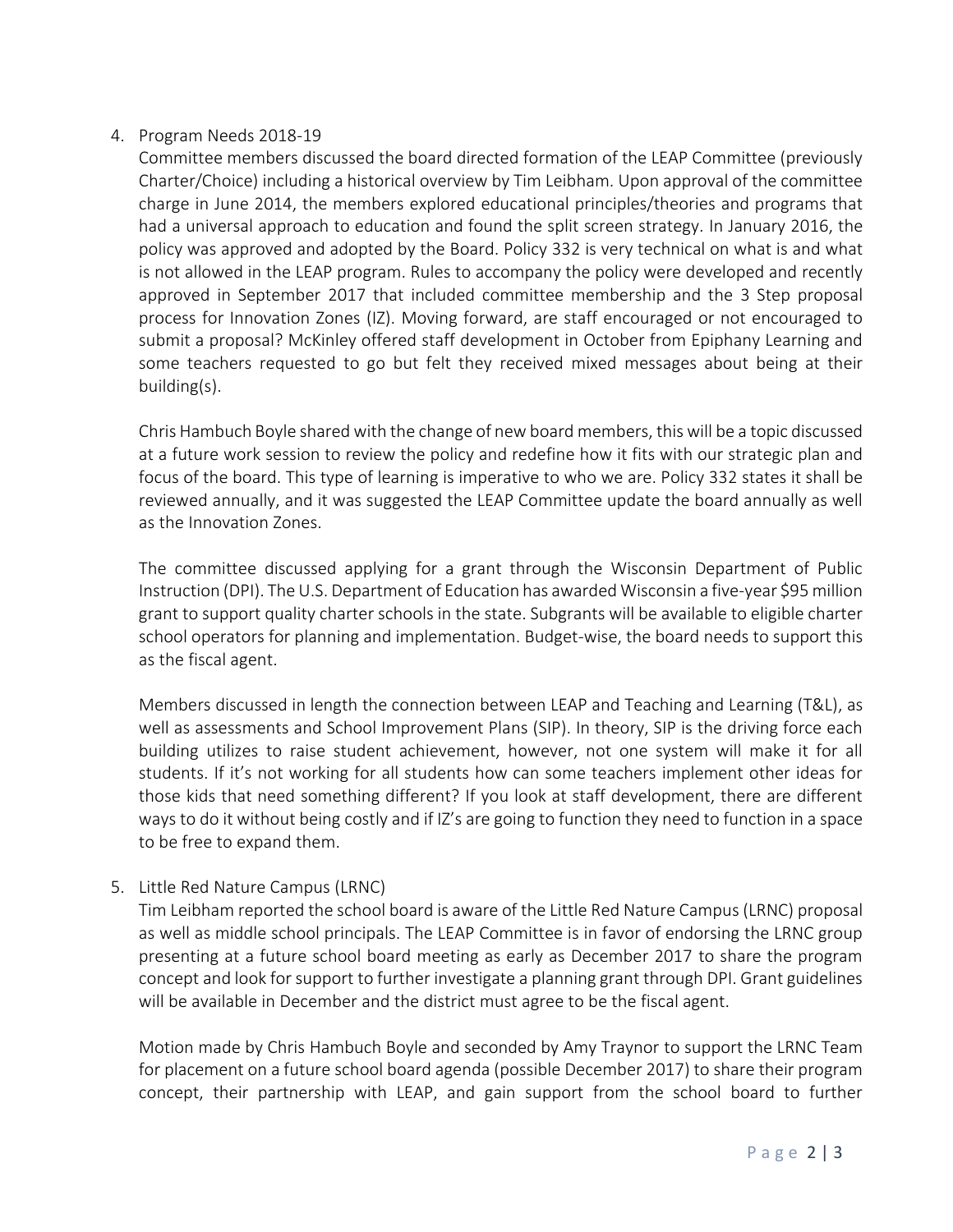4. Program Needs 2018-19

   Committee members discussed the board directed formation of the LEAP Committee (previously Charter/Choice) including a historical overview by Tim Leibham. Upon approval of the committee charge in June 2014, the members explored educational principles/theories and programs that had a universal approach to education and found the split screen strategy. In January 2016, the policy was approved and adopted by the Board. Policy 332 is very technical on what is and what is not allowed in the LEAP program. Rules to accompany the policy were developed and recently approved in September 2017 that included committee membership and the 3 Step proposal process for Innovation Zones (IZ). Moving forward, are staff encouraged or not encouraged to submit a proposal? McKinley offered staff development in October from Epiphany Learning and some teachers requested to go but felt they received mixed messages about being at their building(s).

   Chris Hambuch Boyle shared with the change of new board members, this will be a topic discussed at a future work session to review the policy and redefine how it fits with our strategic plan and focus of the board. This type of learning is imperative to who we are. Policy 332 states it shall be reviewed annually, and it was suggested the LEAP Committee update the board annually as well as the Innovation Zones.

   The committee discussed applying for a grant through the Wisconsin Department of Public Instruction (DPI). The U.S. Department of Education has awarded Wisconsin a five-year $95 million grant to support quality charter schools in the state. Subgrants will be available to eligible charter school operators for planning and implementation. Budget-wise, the board needs to support this as the fiscal agent.

   Members discussed in length the connection between LEAP and Teaching and Learning (T&L), as well as assessments and School Improvement Plans (SIP). In theory, SIP is the driving force each building utilizes to raise student achievement, however, not one system will make it for all students. If it's not working for all students how can some teachers implement other ideas for those kids that need something different? If you look at staff development, there are different ways to do it without being costly and if IZ's are going to function they need to function in a space to be free to expand them.

5. Little Red Nature Campus (LRNC)

   Tim Leibham reported the school board is aware of the Little Red Nature Campus (LRNC) proposal as well as middle school principals. The LEAP Committee is in favor of endorsing the LRNC group presenting at a future school board meeting as early as December 2017 to share the program concept and look for support to further investigate a planning grant through DPI. Grant guidelines will be available in December and the district must agree to be the fiscal agent.

   Motion made by Chris Hambuch Boyle and seconded by Amy Traynor to support the LRNC Team for placement on a future school board agenda (possible December 2017) to share their program concept, their partnership with LEAP, and gain support from the school board to further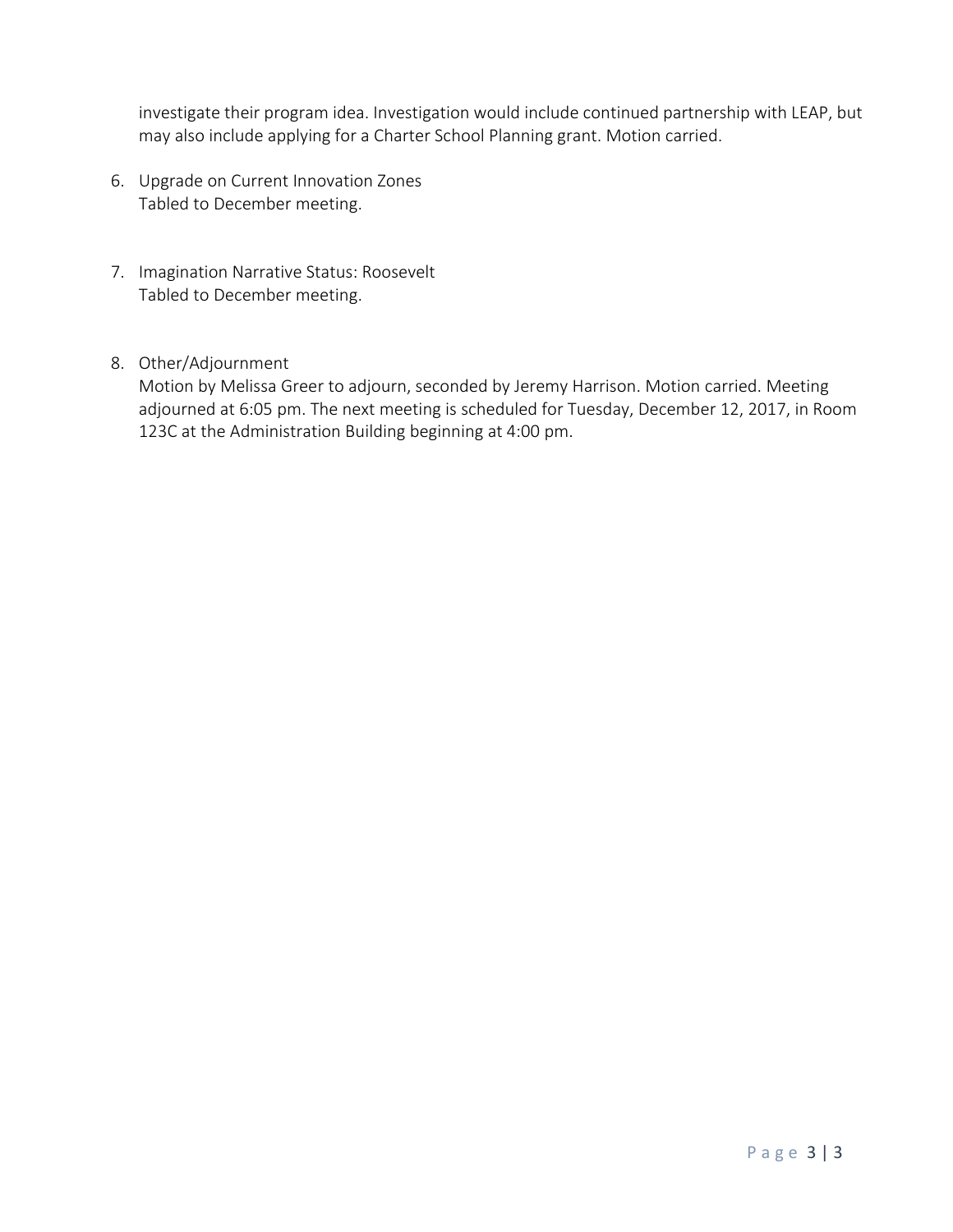investigate their program idea. Investigation would include continued partnership with LEAP, but may also include applying for a Charter School Planning grant. Motion carried.

6. Upgrade on Current Innovation Zones
   Tabled to December meeting.

7. Imagination Narrative Status: Roosevelt
   Tabled to December meeting.

8. Other/Adjournment
   Motion by Melissa Greer to adjourn, seconded by Jeremy Harrison. Motion carried. Meeting adjourned at 6:05 pm. The next meeting is scheduled for Tuesday, December 12, 2017, in Room 123C at the Administration Building beginning at 4:00 pm.